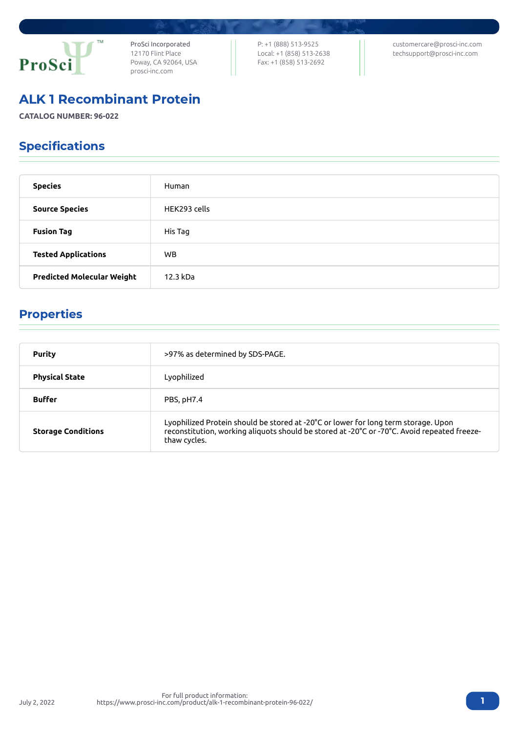ProSci Incorporated
12170 Flint Place
Poway, CA 92064, USA
prosci-inc.com

P: +1 (888) 513-9525
Local: +1 (858) 513-2638
Fax: +1 (858) 513-2692

customercare@prosci-inc.com
techsupport@prosci-inc.com

# ALK 1 Recombinant Protein

**CATALOG NUMBER: 96-022**

## Specifications

| | |
|---|---|
| **Species** | Human |
| **Source Species** | HEK293 cells |
| **Fusion Tag** | His Tag |
| **Tested Applications** | WB |
| **Predicted Molecular Weight** | 12.3 kDa |

## Properties

| | |
|---|---|
| **Purity** | >97% as determined by SDS-PAGE. |
| **Physical State** | Lyophilized |
| **Buffer** | PBS, pH7.4 |
| **Storage Conditions** | Lyophilized Protein should be stored at -20°C or lower for long term storage. Upon reconstitution, working aliquots should be stored at -20°C or -70°C. Avoid repeated freeze-thaw cycles. |

July 2, 2022

For full product information:
https://www.prosci-inc.com/product/alk-1-recombinant-protein-96-022/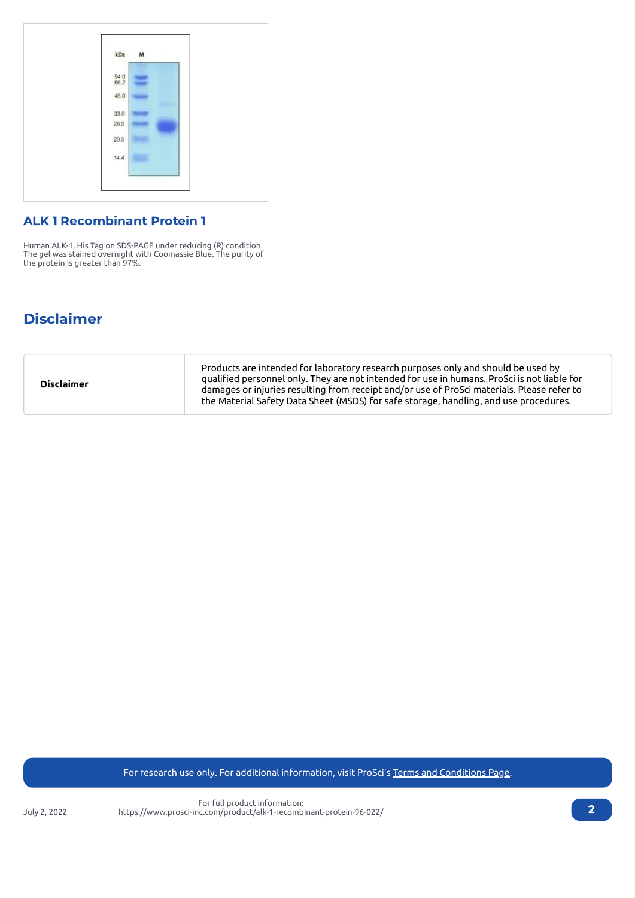kDa M

94.0
66.2
45.0
33.0
26.0
20.0
14.4

### ALK 1 Recombinant Protein 1

Human ALK-1, His Tag on SDS-PAGE under reducing (R) condition. The gel was stained overnight with Coomassie Blue. The purity of the protein is greater than 97%.

## Disclaimer

| | |
|---|---|
| **Disclaimer** | Products are intended for laboratory research purposes only and should be used by qualified personnel only. They are not intended for use in humans. ProSci is not liable for damages or injuries resulting from receipt and/or use of ProSci materials. Please refer to the Material Safety Data Sheet (MSDS) for safe storage, handling, and use procedures. |

For research use only. For additional information, visit ProSci's Terms and Conditions Page.

July 2, 2022

For full product information:
https://www.prosci-inc.com/product/alk-1-recombinant-protein-96-022/